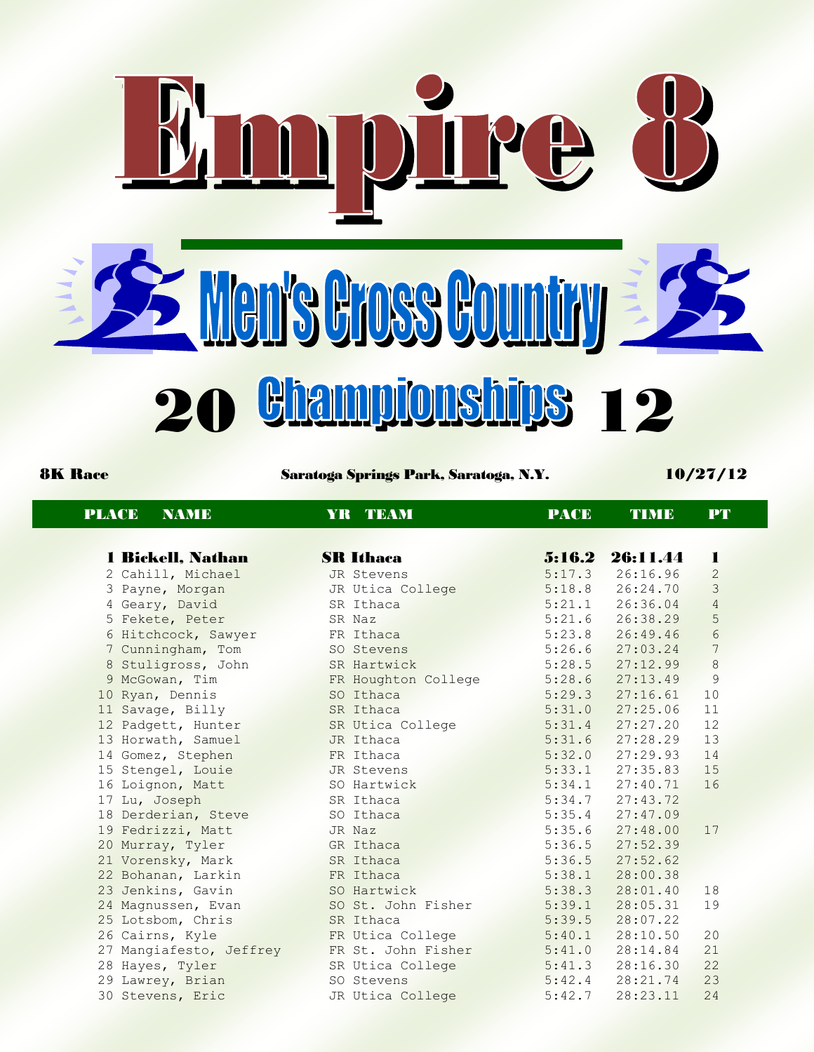# Empire 8

## Men's Cross Country

## 20 Championships 12

**8K Race** | **Saratoga Springs Park, Saratoga, N.Y.** | **10/27/12**

| PLACE | NAME | YR | TEAM | PACE | TIME | PT |
|---|---|---|---|---|---|---|
| **1** | **Bickell, Nathan** | **SR** | **Ithaca** | **5:16.2** | **26:11.44** | **1** |
| 2 | Cahill, Michael | JR | Stevens | 5:17.3 | 26:16.96 | 2 |
| 3 | Payne, Morgan | JR | Utica College | 5:18.8 | 26:24.70 | 3 |
| 4 | Geary, David | SR | Ithaca | 5:21.1 | 26:36.04 | 4 |
| 5 | Fekete, Peter | SR | Naz | 5:21.6 | 26:38.29 | 5 |
| 6 | Hitchcock, Sawyer | FR | Ithaca | 5:23.8 | 26:49.46 | 6 |
| 7 | Cunningham, Tom | SO | Stevens | 5:26.6 | 27:03.24 | 7 |
| 8 | Stuligross, John | SR | Hartwick | 5:28.5 | 27:12.99 | 8 |
| 9 | McGowan, Tim | FR | Houghton College | 5:28.6 | 27:13.49 | 9 |
| 10 | Ryan, Dennis | SO | Ithaca | 5:29.3 | 27:16.61 | 10 |
| 11 | Savage, Billy | SR | Ithaca | 5:31.0 | 27:25.06 | 11 |
| 12 | Padgett, Hunter | SR | Utica College | 5:31.4 | 27:27.20 | 12 |
| 13 | Horwath, Samuel | JR | Ithaca | 5:31.6 | 27:28.29 | 13 |
| 14 | Gomez, Stephen | FR | Ithaca | 5:32.0 | 27:29.93 | 14 |
| 15 | Stengel, Louie | JR | Stevens | 5:33.1 | 27:35.83 | 15 |
| 16 | Loignon, Matt | SO | Hartwick | 5:34.1 | 27:40.71 | 16 |
| 17 | Lu, Joseph | SR | Ithaca | 5:34.7 | 27:43.72 | |
| 18 | Derderian, Steve | SO | Ithaca | 5:35.4 | 27:47.09 | |
| 19 | Fedrizzi, Matt | JR | Naz | 5:35.6 | 27:48.00 | 17 |
| 20 | Murray, Tyler | GR | Ithaca | 5:36.5 | 27:52.39 | |
| 21 | Vorensky, Mark | SR | Ithaca | 5:36.5 | 27:52.62 | |
| 22 | Bohanan, Larkin | FR | Ithaca | 5:38.1 | 28:00.38 | |
| 23 | Jenkins, Gavin | SO | Hartwick | 5:38.3 | 28:01.40 | 18 |
| 24 | Magnussen, Evan | SO | St. John Fisher | 5:39.1 | 28:05.31 | 19 |
| 25 | Lotsbom, Chris | SR | Ithaca | 5:39.5 | 28:07.22 | |
| 26 | Cairns, Kyle | FR | Utica College | 5:40.1 | 28:10.50 | 20 |
| 27 | Mangiafesto, Jeffrey | FR | St. John Fisher | 5:41.0 | 28:14.84 | 21 |
| 28 | Hayes, Tyler | SR | Utica College | 5:41.3 | 28:16.30 | 22 |
| 29 | Lawrey, Brian | SO | Stevens | 5:42.4 | 28:21.74 | 23 |
| 30 | Stevens, Eric | JR | Utica College | 5:42.7 | 28:23.11 | 24 |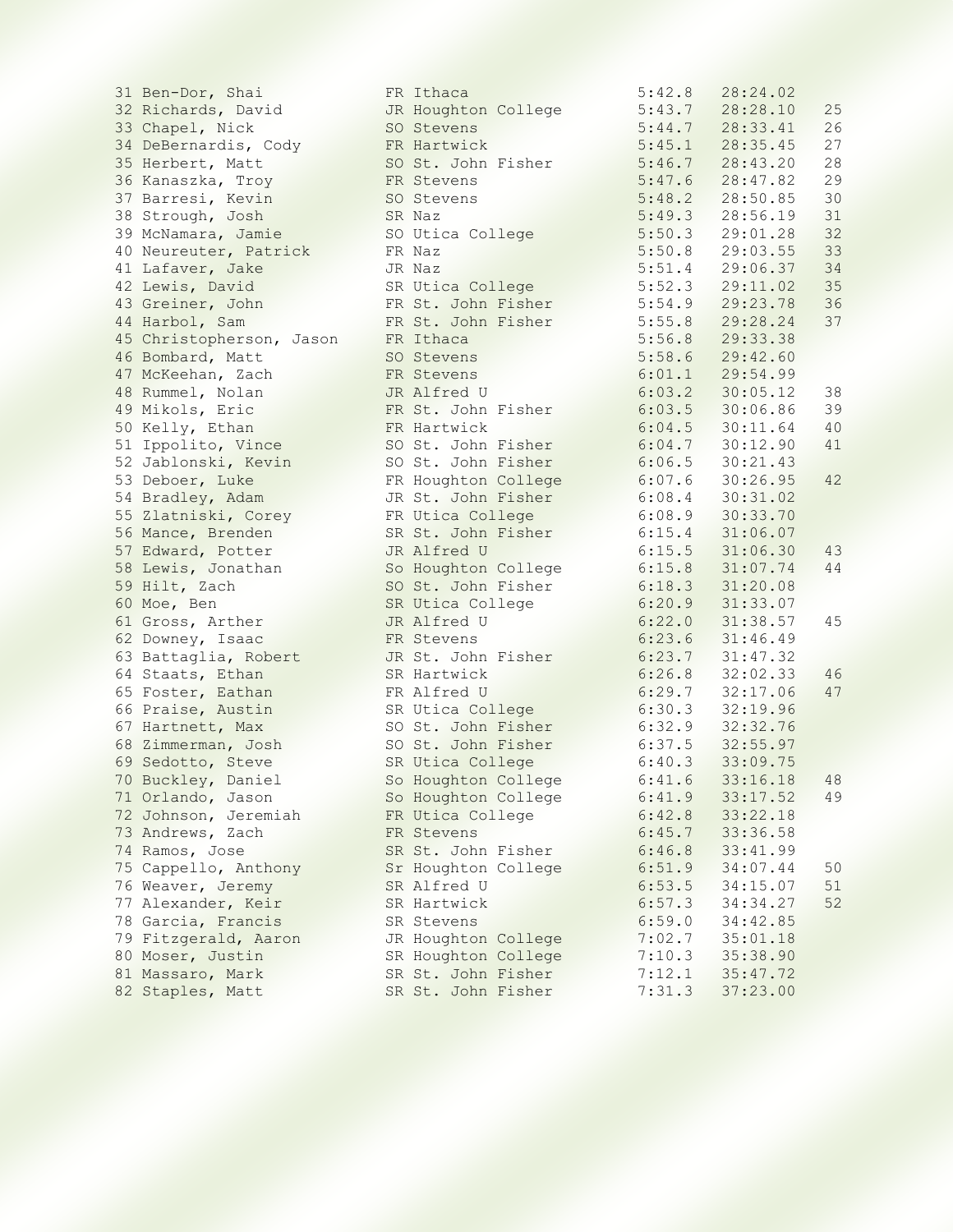| Place | Name | Year | Team | Pace | Time | Score |
|---|---|---|---|---|---|---|
| 31 | Ben-Dor, Shai | FR | Ithaca | 5:42.8 | 28:24.02 | |
| 32 | Richards, David | JR | Houghton College | 5:43.7 | 28:28.10 | 25 |
| 33 | Chapel, Nick | SO | Stevens | 5:44.7 | 28:33.41 | 26 |
| 34 | DeBernardis, Cody | FR | Hartwick | 5:45.1 | 28:35.45 | 27 |
| 35 | Herbert, Matt | SO | St. John Fisher | 5:46.7 | 28:43.20 | 28 |
| 36 | Kanaszka, Troy | FR | Stevens | 5:47.6 | 28:47.82 | 29 |
| 37 | Barresi, Kevin | SO | Stevens | 5:48.2 | 28:50.85 | 30 |
| 38 | Strough, Josh | SR | Naz | 5:49.3 | 28:56.19 | 31 |
| 39 | McNamara, Jamie | SO | Utica College | 5:50.3 | 29:01.28 | 32 |
| 40 | Neureuter, Patrick | FR | Naz | 5:50.8 | 29:03.55 | 33 |
| 41 | Lafaver, Jake | JR | Naz | 5:51.4 | 29:06.37 | 34 |
| 42 | Lewis, David | SR | Utica College | 5:52.3 | 29:11.02 | 35 |
| 43 | Greiner, John | FR | St. John Fisher | 5:54.9 | 29:23.78 | 36 |
| 44 | Harbol, Sam | FR | St. John Fisher | 5:55.8 | 29:28.24 | 37 |
| 45 | Christopherson, Jason | FR | Ithaca | 5:56.8 | 29:33.38 | |
| 46 | Bombard, Matt | SO | Stevens | 5:58.6 | 29:42.60 | |
| 47 | McKeehan, Zach | FR | Stevens | 6:01.1 | 29:54.99 | |
| 48 | Rummel, Nolan | JR | Alfred U | 6:03.2 | 30:05.12 | 38 |
| 49 | Mikols, Eric | FR | St. John Fisher | 6:03.5 | 30:06.86 | 39 |
| 50 | Kelly, Ethan | FR | Hartwick | 6:04.5 | 30:11.64 | 40 |
| 51 | Ippolito, Vince | SO | St. John Fisher | 6:04.7 | 30:12.90 | 41 |
| 52 | Jablonski, Kevin | SO | St. John Fisher | 6:06.5 | 30:21.43 | |
| 53 | Deboer, Luke | FR | Houghton College | 6:07.6 | 30:26.95 | 42 |
| 54 | Bradley, Adam | JR | St. John Fisher | 6:08.4 | 30:31.02 | |
| 55 | Zlatniski, Corey | FR | Utica College | 6:08.9 | 30:33.70 | |
| 56 | Mance, Brenden | SR | St. John Fisher | 6:15.4 | 31:06.07 | |
| 57 | Edward, Potter | JR | Alfred U | 6:15.5 | 31:06.30 | 43 |
| 58 | Lewis, Jonathan | So | Houghton College | 6:15.8 | 31:07.74 | 44 |
| 59 | Hilt, Zach | SO | St. John Fisher | 6:18.3 | 31:20.08 | |
| 60 | Moe, Ben | SR | Utica College | 6:20.9 | 31:33.07 | |
| 61 | Gross, Arther | JR | Alfred U | 6:22.0 | 31:38.57 | 45 |
| 62 | Downey, Isaac | FR | Stevens | 6:23.6 | 31:46.49 | |
| 63 | Battaglia, Robert | JR | St. John Fisher | 6:23.7 | 31:47.32 | |
| 64 | Staats, Ethan | SR | Hartwick | 6:26.8 | 32:02.33 | 46 |
| 65 | Foster, Eathan | FR | Alfred U | 6:29.7 | 32:17.06 | 47 |
| 66 | Praise, Austin | SR | Utica College | 6:30.3 | 32:19.96 | |
| 67 | Hartnett, Max | SO | St. John Fisher | 6:32.9 | 32:32.76 | |
| 68 | Zimmerman, Josh | SO | St. John Fisher | 6:37.5 | 32:55.97 | |
| 69 | Sedotto, Steve | SR | Utica College | 6:40.3 | 33:09.75 | |
| 70 | Buckley, Daniel | So | Houghton College | 6:41.6 | 33:16.18 | 48 |
| 71 | Orlando, Jason | So | Houghton College | 6:41.9 | 33:17.52 | 49 |
| 72 | Johnson, Jeremiah | FR | Utica College | 6:42.8 | 33:22.18 | |
| 73 | Andrews, Zach | FR | Stevens | 6:45.7 | 33:36.58 | |
| 74 | Ramos, Jose | SR | St. John Fisher | 6:46.8 | 33:41.99 | |
| 75 | Cappello, Anthony | Sr | Houghton College | 6:51.9 | 34:07.44 | 50 |
| 76 | Weaver, Jeremy | SR | Alfred U | 6:53.5 | 34:15.07 | 51 |
| 77 | Alexander, Keir | SR | Hartwick | 6:57.3 | 34:34.27 | 52 |
| 78 | Garcia, Francis | SR | Stevens | 6:59.0 | 34:42.85 | |
| 79 | Fitzgerald, Aaron | JR | Houghton College | 7:02.7 | 35:01.18 | |
| 80 | Moser, Justin | SR | Houghton College | 7:10.3 | 35:38.90 | |
| 81 | Massaro, Mark | SR | St. John Fisher | 7:12.1 | 35:47.72 | |
| 82 | Staples, Matt | SR | St. John Fisher | 7:31.3 | 37:23.00 | |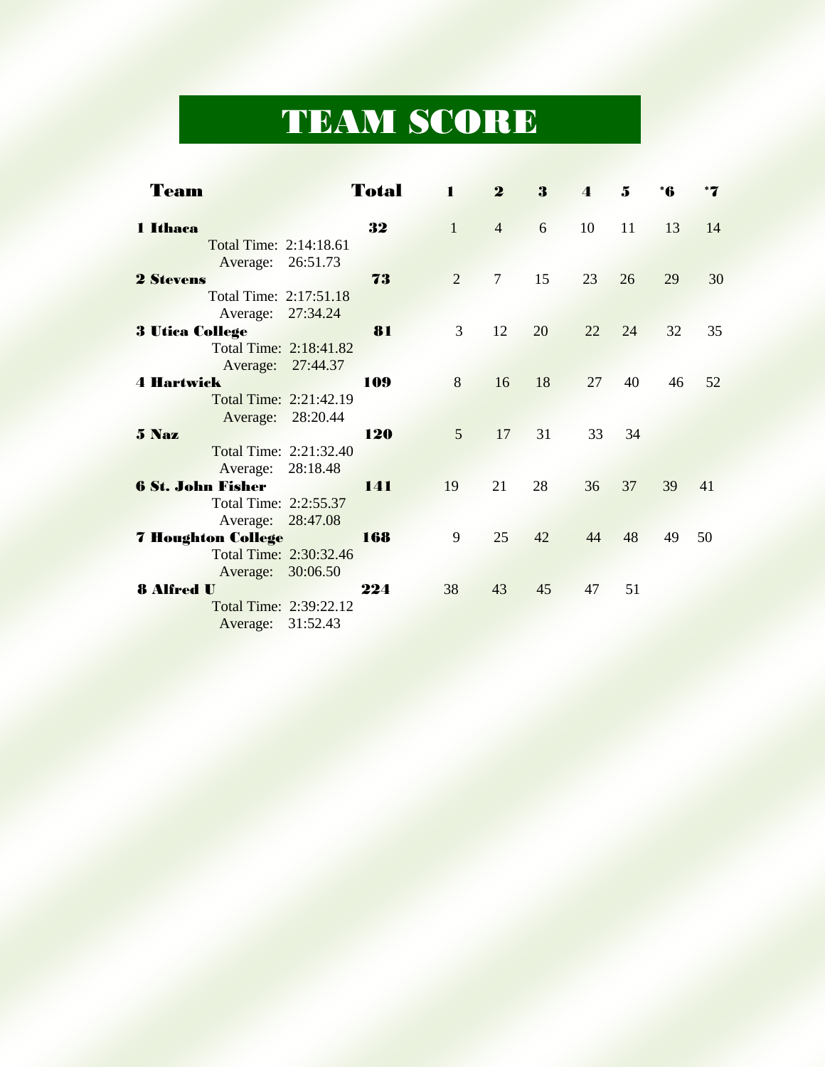# TEAM SCORE

| Team | Total | 1 | 2 | 3 | 4 | 5 | *6 | *7 |
|---|---|---|---|---|---|---|---|---|
| **1 Ithaca** | **32** | 1 | 4 | 6 | 10 | 11 | 13 | 14 |
| Total Time: 2:14:18.61 | | | | | | | | |
| Average: 26:51.73 | | | | | | | | |
| **2 Stevens** | **73** | 2 | 7 | 15 | 23 | 26 | 29 | 30 |
| Total Time: 2:17:51.18 | | | | | | | | |
| Average: 27:34.24 | | | | | | | | |
| **3 Utica College** | **81** | 3 | 12 | 20 | 22 | 24 | 32 | 35 |
| Total Time: 2:18:41.82 | | | | | | | | |
| Average: 27:44.37 | | | | | | | | |
| **4 Hartwick** | **109** | 8 | 16 | 18 | 27 | 40 | 46 | 52 |
| Total Time: 2:21:42.19 | | | | | | | | |
| Average: 28:20.44 | | | | | | | | |
| **5 Naz** | **120** | 5 | 17 | 31 | 33 | 34 | | |
| Total Time: 2:21:32.40 | | | | | | | | |
| Average: 28:18.48 | | | | | | | | |
| **6 St. John Fisher** | **141** | 19 | 21 | 28 | 36 | 37 | 39 | 41 |
| Total Time: 2:2:55.37 | | | | | | | | |
| Average: 28:47.08 | | | | | | | | |
| **7 Houghton College** | **168** | 9 | 25 | 42 | 44 | 48 | 49 | 50 |
| Total Time: 2:30:32.46 | | | | | | | | |
| Average: 30:06.50 | | | | | | | | |
| **8 Alfred U** | **224** | 38 | 43 | 45 | 47 | 51 | | |
| Total Time: 2:39:22.12 | | | | | | | | |
| Average: 31:52.43 | | | | | | | | |